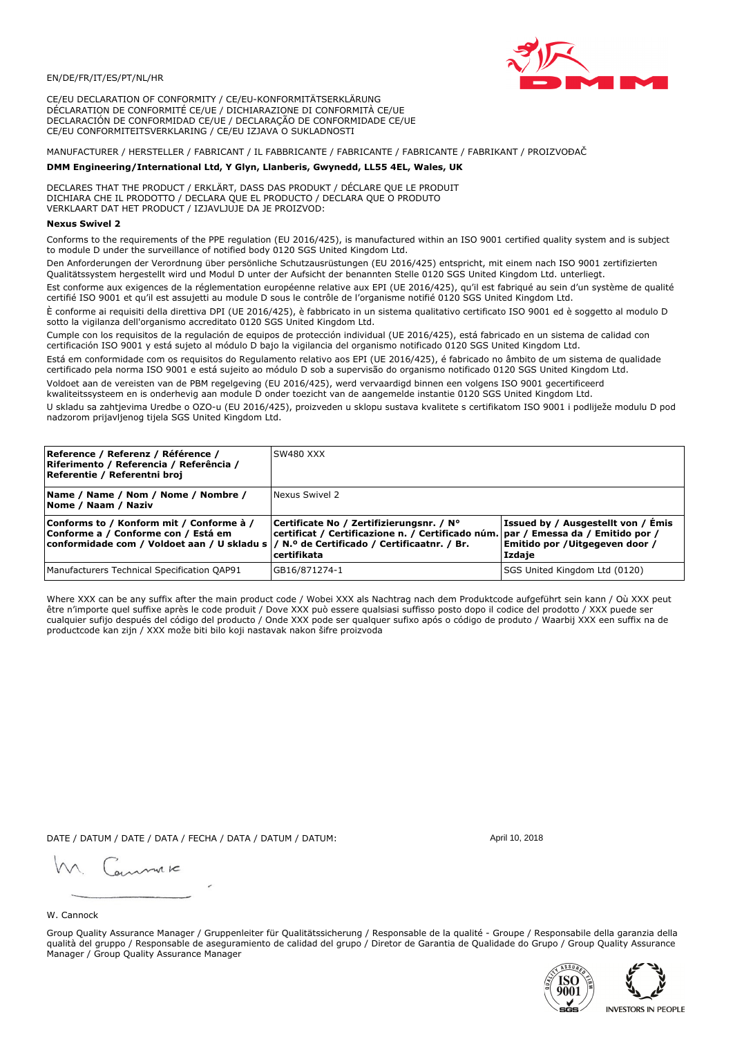EN/DE/FR/IT/ES/PT/NL/HR

CE/EU DECLARATION OF CONFORMITY / CE/EU-KONFORMITÄTSERKLÄRUNG
DÉCLARATION DE CONFORMITÉ CE/UE / DICHIARAZIONE DI CONFORMITÀ CE/UE
DECLARACIÓN DE CONFORMIDAD CE/UE / DECLARAÇÃO DE CONFORMIDADE CE/UE
CE/EU CONFORMITEITSVERKLARING / CE/EU IZJAVA O SUKLADNOSTI

MANUFACTURER / HERSTELLER / FABRICANT / IL FABBRICANTE / FABRICANTE / FABRICANTE / FABRIKANT / PROIZVOĐAČ

**DMM Engineering/International Ltd, Y Glyn, Llanberis, Gwynedd, LL55 4EL, Wales, UK**

DECLARES THAT THE PRODUCT / ERKLÄRT, DASS DAS PRODUKT / DÉCLARE QUE LE PRODUIT
DICHIARA CHE IL PRODOTTO / DECLARA QUE EL PRODUCTO / DECLARA QUE O PRODUTO
VERKLAART DAT HET PRODUCT / IZJAVLJUJE DA JE PROIZVOD:

**Nexus Swivel 2**

Conforms to the requirements of the PPE regulation (EU 2016/425), is manufactured within an ISO 9001 certified quality system and is subject to module D under the surveillance of notified body 0120 SGS United Kingdom Ltd.

Den Anforderungen der Verordnung über persönliche Schutzausrüstungen (EU 2016/425) entspricht, mit einem nach ISO 9001 zertifizierten Qualitätssystem hergestellt wird und Modul D unter der Aufsicht der benannten Stelle 0120 SGS United Kingdom Ltd. unterliegt.

Est conforme aux exigences de la réglementation européenne relative aux EPI (UE 2016/425), qu'il est fabriqué au sein d'un système de qualité certifié ISO 9001 et qu'il est assujetti au module D sous le contrôle de l'organisme notifié 0120 SGS United Kingdom Ltd.

È conforme ai requisiti della direttiva DPI (UE 2016/425), è fabbricato in un sistema qualitativo certificato ISO 9001 ed è soggetto al modulo D sotto la vigilanza dell'organismo accreditato 0120 SGS United Kingdom Ltd.

Cumple con los requisitos de la regulación de equipos de protección individual (UE 2016/425), está fabricado en un sistema de calidad con certificación ISO 9001 y está sujeto al módulo D bajo la vigilancia del organismo notificado 0120 SGS United Kingdom Ltd.

Está em conformidade com os requisitos do Regulamento relativo aos EPI (UE 2016/425), é fabricado no âmbito de um sistema de qualidade certificado pela norma ISO 9001 e está sujeito ao módulo D sob a supervisão do organismo notificado 0120 SGS United Kingdom Ltd.

Voldoet aan de vereisten van de PBM regelgeving (EU 2016/425), werd vervaardigd binnen een volgens ISO 9001 gecertificeerd kwaliteitssysteem en is onderhevig aan module D onder toezicht van de aangemelde instantie 0120 SGS United Kingdom Ltd.

U skladu sa zahtjevima Uredbe o OZO-u (EU 2016/425), proizveden u sklopu sustava kvalitete s certifikatom ISO 9001 i podliježe modulu D pod nadzorom prijavljenog tijela SGS United Kingdom Ltd.

| **Reference / Referenz / Référence / Riferimento / Referencia / Referência / Referentie / Referentni broj** | SW480 XXX | |
|---|---|---|
| **Name / Name / Nom / Nome / Nombre / Nome / Naam / Naziv** | Nexus Swivel 2 | |
| **Conforms to / Konform mit / Conforme à / Conforme a / Conforme con / Está em conformidade com / Voldoet aan / U skladu s** | **Certificate No / Zertifizierungsnr. / N° certificat / Certificazione n. / Certificado núm. / N.º de Certificado / Certificaatnr. / Br. certifikata** | **Issued by / Ausgestellt von / Émis par / Emessa da / Emitido por / Emitido por / Uitgegeven door / Izdaje** |
| Manufacturers Technical Specification QAP91 | GB16/871274-1 | SGS United Kingdom Ltd (0120) |

Where XXX can be any suffix after the main product code / Wobei XXX als Nachtrag nach dem Produktcode aufgeführt sein kann / Où XXX peut être n'importe quel suffixe après le code produit / Dove XXX può essere qualsiasi suffisso posto dopo il codice del prodotto / XXX puede ser cualquier sufijo después del código del producto / Onde XXX pode ser qualquer sufixo após o código de produto / Waarbij XXX een suffix na de productcode kan zijn / XXX može biti bilo koji nastavak nakon šifre proizvoda

DATE / DATUM / DATE / DATA / FECHA / DATA / DATUM / DATUM: April 10, 2018

W. Cannock

Group Quality Assurance Manager / Gruppenleiter für Qualitätssicherung / Responsable de la qualité - Groupe / Responsabile della garanzia della qualità del gruppo / Responsable de aseguramiento de calidad del grupo / Diretor de Garantia de Qualidade do Grupo / Group Quality Assurance Manager / Group Quality Assurance Manager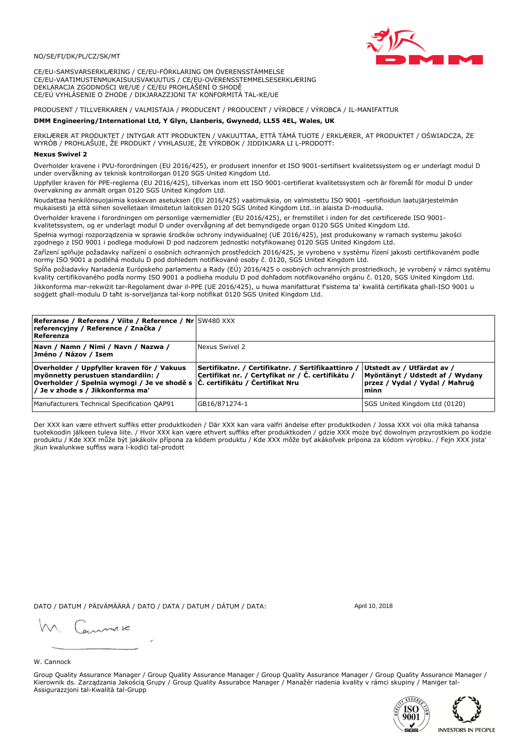NO/SE/FI/DK/PL/CZ/SK/MT

CE/EU-SAMSVARSERKLÆRING / CE/EU-FÖRKLARING OM ÖVERENSSTÄMMELSE
CE/EU-VAATIMUSTENMUKAISUUSVAKUUTUS / CE/EU-OVERENSSTEMMELSESERKLÆRING
DEKLARACJA ZGODNOŚCI WE/UE / CE/EU PROHLÁŠENÍ O SHODĚ
CE/EÚ VYHLÁSENIE O ZHODE / DIKJARAZZJONI TA' KONFORMITÀ TAL-KE/UE

PRODUSENT / TILLVERKAREN / VALMISTAJA / PRODUCENT / PRODUCENT / VÝROBCE / VÝROBCA / IL-MANIFATTUR

**DMM Engineering/International Ltd, Y Glyn, Llanberis, Gwynedd, LL55 4EL, Wales, UK**

ERKLÆRER AT PRODUKTET / INTYGAR ATT PRODUKTEN / VAKUUTTAA, ETTÄ TÄMÄ TUOTE / ERKLÆRER, AT PRODUKTET / OŚWIADCZA, ŻE WYRÓB / PROHLAŠUJE, ŽE PRODUKT / VYHLASUJE, ŽE VÝROBOK / JIDDIKJARA LI L-PRODOTT:

**Nexus Swivel 2**

Overholder kravene i PVU-forordningen (EU 2016/425), er produsert innenfor et ISO 9001-sertifisert kvalitetssystem og er underlagt modul D under overvåkning av teknisk kontrollorgan 0120 SGS United Kingdom Ltd.

Uppfyller kraven för PPE-reglerna (EU 2016/425), tillverkas inom ett ISO 9001-certifierat kvalitetssystem och är föremål för modul D under övervakning av anmält organ 0120 SGS United Kingdom Ltd.

Noudattaa henkilönsuojaimia koskevan asetuksen (EU 2016/425) vaatimuksia, on valmistettu ISO 9001 -sertifioidun laatujärjestelmän mukaisesti ja että siihen sovelletaan ilmoitetun laitoksen 0120 SGS United Kingdom Ltd.:in alaista D-moduulia.

Overholder kravene i forordningen om personlige værnemidler (EU 2016/425), er fremstillet i inden for det certificerede ISO 9001-kvalitetssystem, og er underlagt modul D under overvågning af det bemyndigede organ 0120 SGS United Kingdom Ltd.

Spełnia wymogi rozporządzenia w sprawie środków ochrony indywidualnej (UE 2016/425), jest produkowany w ramach systemu jakości zgodnego z ISO 9001 i podlega modułowi D pod nadzorem jednostki notyfikowanej 0120 SGS United Kingdom Ltd.

Zařízení splňuje požadavky nařízení o osobních ochranných prostředcích 2016/425, je vyrobeno v systému řízení jakosti certifikovaném podle normy ISO 9001 a podléhá modulu D pod dohledem notifikované osoby č. 0120, SGS United Kingdom Ltd.

Spĺňa požiadavky Nariadenia Európskeho parlamentu a Rady (EÚ) 2016/425 o osobných ochranných prostriedkoch, je vyrobený v rámci systému kvality certifikovaného podľa normy ISO 9001 a podlieha modulu D pod dohľadom notifikovaného orgánu č. 0120, SGS United Kingdom Ltd.

Jikkonforma mar-rekwiżit tar-Regolament dwar il-PPE (UE 2016/425), u huwa manifatturat f'sistema ta' kwalità ċertifikata għall-ISO 9001 u soġġett għall-modulu D taħt is-sorveljanza tal-korp notifikat 0120 SGS United Kingdom Ltd.

| **Referanse / Referens / Viite / Reference / Nr referencyjny / Reference / Značka / Referenza** | SW480 XXX | |
|---|---|---|
| **Navn / Namn / Nimi / Navn / Nazwa / Jméno / Názov / Isem** | Nexus Swivel 2 | |
| **Overholder / Uppfyller kraven för / Vakuus myönnetty perustuen standardiin: / Overholder / Spełnia wymogi / Je ve shodě s / Je v zhode s / Jikkonforma ma'** | **Sertifikatnr. / Certifikatnr. / Sertifikaattinro / Certifikat nr. / Certyfikat nr / Č. certifikátu / Č. certifikátu / Ċertifikat Nru** | **Utstedt av / Utfärdat av / Myöntänyt / Udstedt af / Wydany przez / Vydal / Vydal / Maħruġ minn** |
| Manufacturers Technical Specification QAP91 | GB16/871274-1 | SGS United Kingdom Ltd (0120) |

Der XXX kan være ethvert suffiks etter produktkoden / Där XXX kan vara valfri ändelse efter produktkoden / Jossa XXX voi olla mikä tahansa tuotekoodin jälkeen tuleva liite. / Hvor XXX kan være ethvert suffiks efter produktkoden / gdzie XXX może być dowolnym przyrostkiem po kodzie produktu / Kde XXX může být jakákoliv přípona za kódem produktu / Kde XXX môže byť akákoľvek prípona za kódom výrobku. / Fejn XXX jista' jkun kwalunkwe suffiss wara l-kodiċi tal-prodott

DATO / DATUM / PÄIVÄMÄÄRÄ / DATO / DATA / DATUM / DÁTUM / DATA: April 10, 2018

W. Cannock

Group Quality Assurance Manager / Group Quality Assurance Manager / Group Quality Assurance Manager / Group Quality Assurance Manager / Kierownik ds. Zarządzania Jakością Grupy / Group Quality Assurabce Manager / Manažér riadenia kvality v rámci skupiny / Maniġer tal-Assigurazzjoni tal-Kwalità tal-Grupp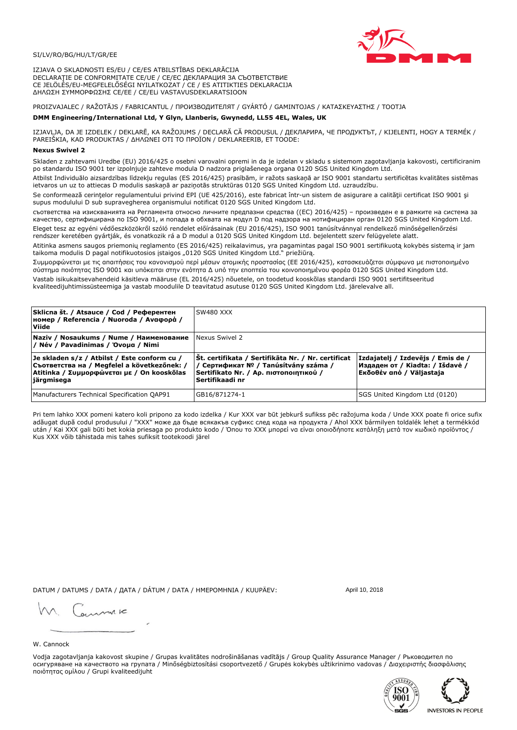SI/LV/RO/BG/HU/LT/GR/EE

IZJAVA O SKLADNOSTI ES/EU / CE/ES ATBILSTĪBAS DEKLARĀCIJA
DECLARAȚIE DE CONFORMITATE CE/UE / CE/ЕС ДЕКЛАРАЦИЯ ЗА СЪОТВЕТСТВИЕ
CE JELÖLÉS/EU-MEGFELELŐSÉGI NYILATKOZAT / CE / ES ATITIKTIES DEKLARACIJA
ΔΗΛΩΣΗ ΣΥΜΜΟΡΦΩΣΗΣ CE/EE / CE/ELi VASTAVUSDEKLARATSIOON

PROIZVAJALEC / RAŽOTĀJS / FABRICANTUL / ПРОИЗВОДИТЕЛЯТ / GYÁRTÓ / GAMINTOJAS / ΚΑΤΑΣΚΕΥΑΣΤΗΣ / TOOTJA

**DMM Engineering/International Ltd, Y Glyn, Llanberis, Gwynedd, LL55 4EL, Wales, UK**

IZJAVLJA, DA JE IZDELEK / DEKLARĒ, KA RAŽOJUMS / DECLARĂ CĂ PRODUSUL / ДЕКЛАРИРА, ЧЕ ПРОДУКТЪТ, / KIJELENTI, HOGY A TERMÉK / PAREIŠKIA, KAD PRODUKTAS / ΔΗΛΩΝΕΙ ΟΤΙ ΤΟ ΠΡΟΪΟΝ / DEKLAREERIB, ET TOODE:

**Nexus Swivel 2**

Skladen z zahtevami Uredbe (EU) 2016/425 o osebni varovalni opremi in da je izdelan v skladu s sistemom zagotavljanja kakovosti, certificiranim po standardu ISO 9001 ter izpolnjuje zahteve modula D nadzora priglašenega organa 0120 SGS United Kingdom Ltd.

Atbilst Individuālo aizsardzības līdzekļu regulas (ES 2016/425) prasībām, ir ražots saskaņā ar ISO 9001 standartu sertificētas kvalitātes sistēmas ietvaros un uz to attiecas D modulis saskaņā ar paziņotās struktūras 0120 SGS United Kingdom Ltd. uzraudzību.

Se conformează cerințelor regulamentului privind EPI (UE 425/2016), este fabricat într-un sistem de asigurare a calității certificat ISO 9001 și supus modulului D sub supravegherea organismului notificat 0120 SGS United Kingdom Ltd.

съответства на изискванията на Регламента относно личните предпазни средства ((ЕС) 2016/425) – произведен е в рамките на система за качество, сертифицирана по ISO 9001, и попада в обхвата на модул D под надзора на нотифициран орган 0120 SGS United Kingdom Ltd.

Eleget tesz az egyéni védőeszközökről szóló rendelet előírásainak (EU 2016/425), ISO 9001 tanúsítvánnyal rendelkező minőségellenőrzési rendszer keretében gyártják, és vonatkozik rá a D modul a 0120 SGS United Kingdom Ltd. bejelentett szerv felügyelete alatt.

Atitinka asmens saugos priemonių reglamento (ES 2016/425) reikalavimus, yra pagamintas pagal ISO 9001 sertifikuotą kokybės sistemą ir jam taikoma modulis D pagal notifikuotosios įstaigos „0120 SGS United Kingdom Ltd." priežiūrą.

Συμμορφώνεται με τις απαιτήσεις του κανονισμού περί μέσων ατομικής προστασίας (ΕΕ 2016/425), κατασκευάζεται σύμφωνα με πιστοποιημένο σύστημα ποιότητας ISO 9001 και υπόκειται στην ενότητα Δ υπό την εποπτεία του κοινοποιημένου φορέα 0120 SGS United Kingdom Ltd.

Vastab isikukaitsevahendeid käsitleva määruse (EL 2016/425) nõuetele, on toodetud kooskõlas standardi ISO 9001 sertifitseeritud kvaliteedijuhtimissüsteemiga ja vastab moodulile D teavitatud asutuse 0120 SGS United Kingdom Ltd. järelevalve all.

| | | |
|---|---|---|
| **Sklicna št. / Atsauce / Cod / Референтен номер / Referencia / Nuoroda / Αναφορά / Viide** | SW480 XXX | |
| **Naziv / Nosaukums / Nume / Наименование / Név / Pavadinimas / Όνομα / Nimi** | Nexus Swivel 2 | |
| **Je skladen s/z / Atbilst / Este conform cu / Съответства на / Megfelel a következőnek: / Atitinka / Συμμορφώνεται με / On kooskõlas järgmisega** | **Št. certifikata / Sertifikāta Nr. / Nr. certificat / Сертификат № / Tanúsítvány száma / Sertifikato Nr. / Αρ. πιστοποιητικού / Sertifikaadi nr** | **Izdajatelj / Izdevējs / Emis de / Издаден от / Kiadta: / Išdavė / Εκδοθέν από / Väljastaja** |
| Manufacturers Technical Specification QAP91 | GB16/871274-1 | SGS United Kingdom Ltd (0120) |

Pri tem lahko XXX pomeni katero koli pripono za kodo izdelka / Kur XXX var būt jebkurš sufikss pēc ražojuma koda / Unde XXX poate fi orice sufix adăugat după codul produsului / "XXX" може да бъде всякакъв суфикс след кода на продукта / Ahol XXX bármilyen toldalék lehet a termékkód után / Kai XXX gali būti bet kokia priesaga po produkto kodo / Όπου το XXX μπορεί να είναι οποιοδήποτε κατάληξη μετά τον κωδικό προϊόντος / Kus XXX võib tähistada mis tahes sufiksit tootekoodi järel

DATUM / DATUMS / DATA / ДАТА / DÁTUM / DATA / ΗΜΕΡΟΜΗΝΙΑ / KUUPÄEV: April 10, 2018

W. Cannock

Vodja zagotavljanja kakovost skupine / Grupas kvalitātes nodrošināšanas vadītājs / Group Quality Assurance Manager / Ръководител по осигуряване на качеството на групата / Minőségbiztosítási csoportvezető / Grupės kokybės užtikrinimo vadovas / Διαχειριστής διασφάλισης ποιότητας ομίλου / Grupi kvaliteedijuht